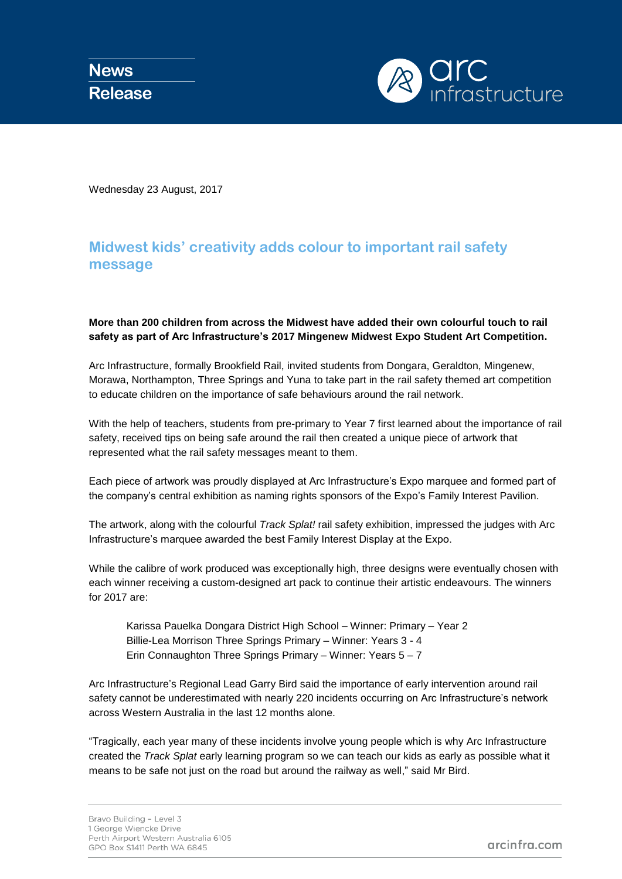**News Release**

arc infrastructure

Wednesday 23 August, 2017

## Midwest kids' creativity adds colour to important rail safety message

**More than 200 children from across the Midwest have added their own colourful touch to rail safety as part of Arc Infrastructure's 2017 Mingenew Midwest Expo Student Art Competition.**

Arc Infrastructure, formally Brookfield Rail, invited students from Dongara, Geraldton, Mingenew, Morawa, Northampton, Three Springs and Yuna to take part in the rail safety themed art competition to educate children on the importance of safe behaviours around the rail network.

With the help of teachers, students from pre-primary to Year 7 first learned about the importance of rail safety, received tips on being safe around the rail then created a unique piece of artwork that represented what the rail safety messages meant to them.

Each piece of artwork was proudly displayed at Arc Infrastructure's Expo marquee and formed part of the company's central exhibition as naming rights sponsors of the Expo's Family Interest Pavilion.

The artwork, along with the colourful *Track Splat!* rail safety exhibition, impressed the judges with Arc Infrastructure's marquee awarded the best Family Interest Display at the Expo.

While the calibre of work produced was exceptionally high, three designs were eventually chosen with each winner receiving a custom-designed art pack to continue their artistic endeavours. The winners for 2017 are:

> Karissa Pauelka Dongara District High School – Winner: Primary – Year 2
> Billie-Lea Morrison Three Springs Primary – Winner: Years 3 - 4
> Erin Connaughton Three Springs Primary – Winner: Years 5 – 7

Arc Infrastructure's Regional Lead Garry Bird said the importance of early intervention around rail safety cannot be underestimated with nearly 220 incidents occurring on Arc Infrastructure's network across Western Australia in the last 12 months alone.

"Tragically, each year many of these incidents involve young people which is why Arc Infrastructure created the *Track Splat* early learning program so we can teach our kids as early as possible what it means to be safe not just on the road but around the railway as well," said Mr Bird.

Bravo Building – Level 3
1 George Wiencke Drive
Perth Airport Western Australia 6105
GPO Box S1411 Perth WA 6845

arcinfra.com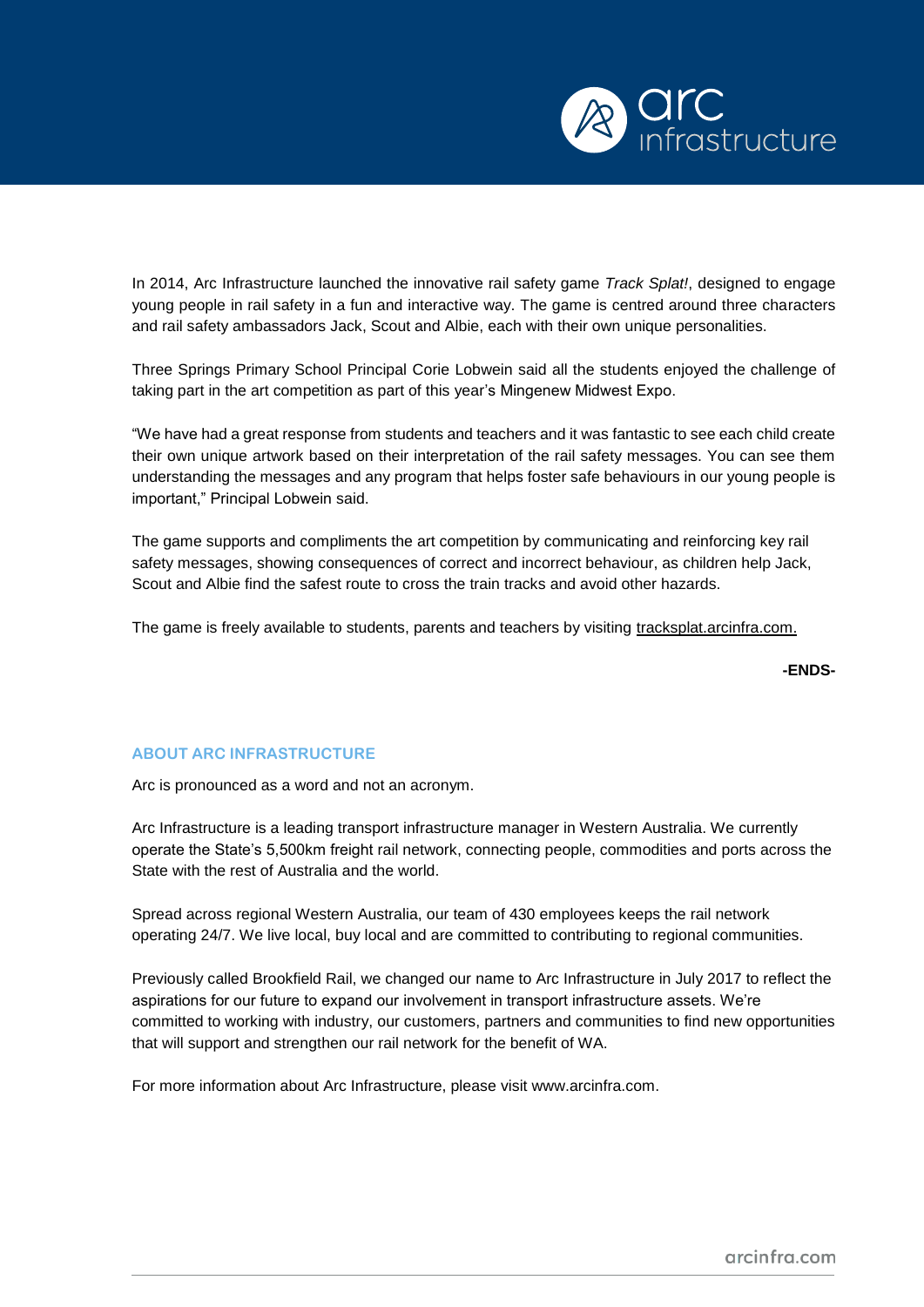In 2014, Arc Infrastructure launched the innovative rail safety game *Track Splat!*, designed to engage young people in rail safety in a fun and interactive way. The game is centred around three characters and rail safety ambassadors Jack, Scout and Albie, each with their own unique personalities.

Three Springs Primary School Principal Corie Lobwein said all the students enjoyed the challenge of taking part in the art competition as part of this year's Mingenew Midwest Expo.

"We have had a great response from students and teachers and it was fantastic to see each child create their own unique artwork based on their interpretation of the rail safety messages. You can see them understanding the messages and any program that helps foster safe behaviours in our young people is important," Principal Lobwein said.

The game supports and compliments the art competition by communicating and reinforcing key rail safety messages, showing consequences of correct and incorrect behaviour, as children help Jack, Scout and Albie find the safest route to cross the train tracks and avoid other hazards.

The game is freely available to students, parents and teachers by visiting tracksplat.arcinfra.com.

**-ENDS-**

## ABOUT ARC INFRASTRUCTURE

Arc is pronounced as a word and not an acronym.

Arc Infrastructure is a leading transport infrastructure manager in Western Australia. We currently operate the State's 5,500km freight rail network, connecting people, commodities and ports across the State with the rest of Australia and the world.

Spread across regional Western Australia, our team of 430 employees keeps the rail network operating 24/7. We live local, buy local and are committed to contributing to regional communities.

Previously called Brookfield Rail, we changed our name to Arc Infrastructure in July 2017 to reflect the aspirations for our future to expand our involvement in transport infrastructure assets. We're committed to working with industry, our customers, partners and communities to find new opportunities that will support and strengthen our rail network for the benefit of WA.

For more information about Arc Infrastructure, please visit www.arcinfra.com.